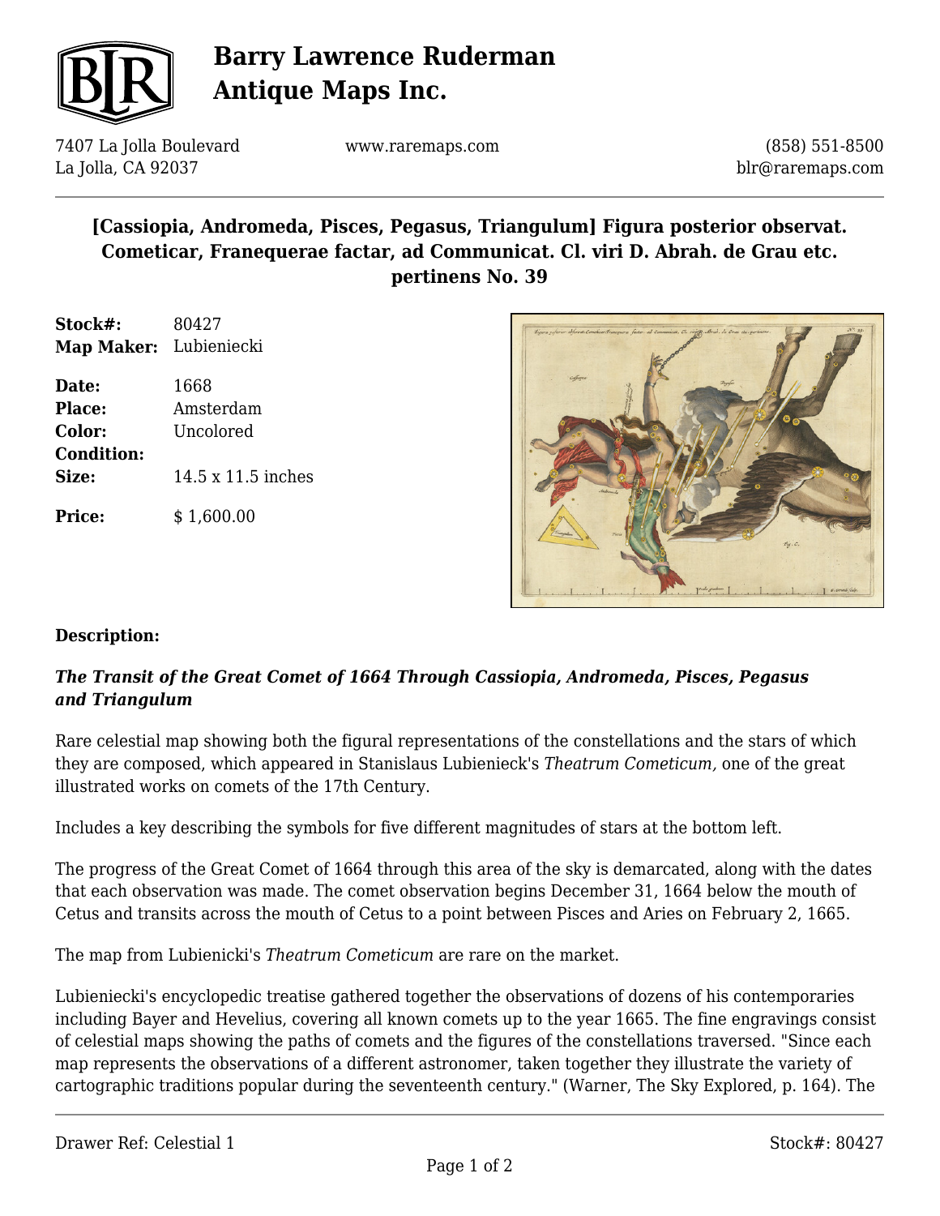# Barry Lawrence Ruderman Antique Maps Inc.

7407 La Jolla Boulevard
La Jolla, CA 92037

www.raremaps.com

(858) 551-8500
blr@raremaps.com

## [Cassiopia, Andromeda, Pisces, Pegasus, Triangulum] Figura posterior observat. Cometicar, Franequerae factar, ad Communicat. Cl. viri D. Abrah. de Grau etc. pertinens No. 39

**Stock#:** 80427
**Map Maker:** Lubieniecki

**Date:** 1668
**Place:** Amsterdam
**Color:** Uncolored
**Condition:**
**Size:** 14.5 x 11.5 inches

**Price:** $ 1,600.00

**Description:**

***The Transit of the Great Comet of 1664 Through Cassiopia, Andromeda, Pisces, Pegasus and Triangulum***

Rare celestial map showing both the figural representations of the constellations and the stars of which they are composed, which appeared in Stanislaus Lubienieck's *Theatrum Cometicum,* one of the great illustrated works on comets of the 17th Century.

Includes a key describing the symbols for five different magnitudes of stars at the bottom left.

The progress of the Great Comet of 1664 through this area of the sky is demarcated, along with the dates that each observation was made. The comet observation begins December 31, 1664 below the mouth of Cetus and transits across the mouth of Cetus to a point between Pisces and Aries on February 2, 1665.

The map from Lubienicki's *Theatrum Cometicum* are rare on the market.

Lubieniecki's encyclopedic treatise gathered together the observations of dozens of his contemporaries including Bayer and Hevelius, covering all known comets up to the year 1665. The fine engravings consist of celestial maps showing the paths of comets and the figures of the constellations traversed. "Since each map represents the observations of a different astronomer, taken together they illustrate the variety of cartographic traditions popular during the seventeenth century." (Warner, The Sky Explored, p. 164). The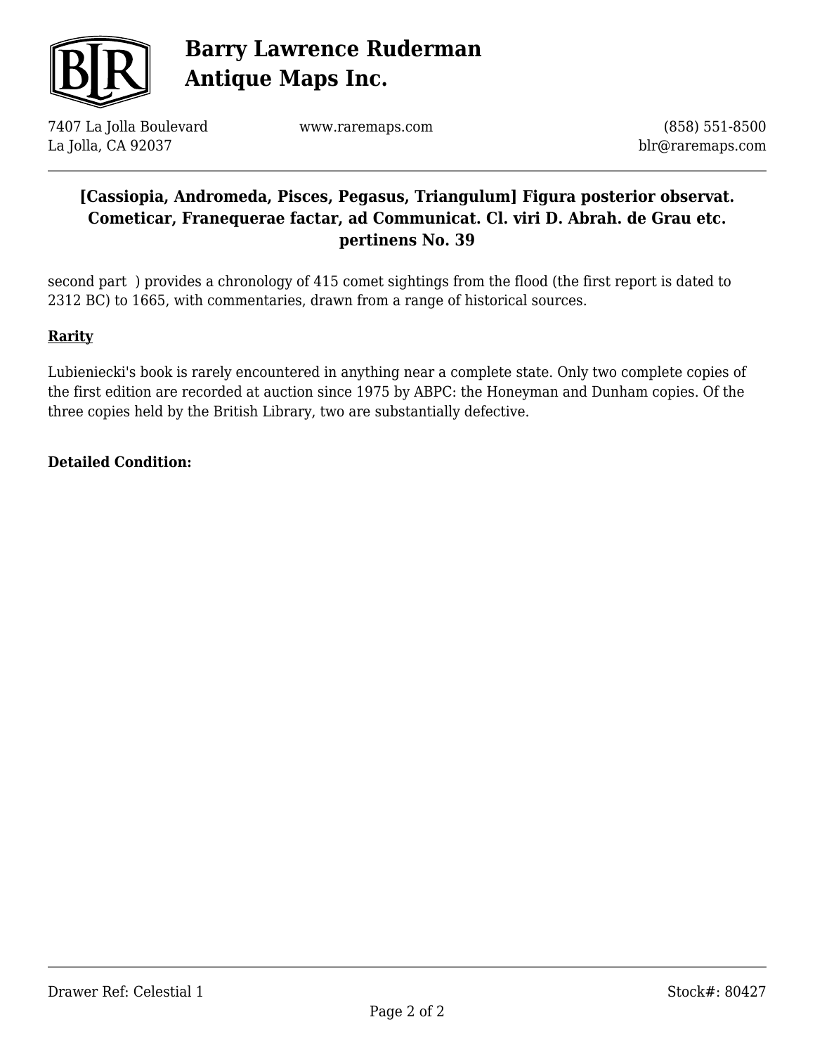second part  ) provides a chronology of 415 comet sightings from the flood (the first report is dated to 2312 BC) to 1665, with commentaries, drawn from a range of historical sources.

## Rarity

Lubieniecki's book is rarely encountered in anything near a complete state. Only two complete copies of the first edition are recorded at auction since 1975 by ABPC: the Honeyman and Dunham copies. Of the three copies held by the British Library, two are substantially defective.

**Detailed Condition:**